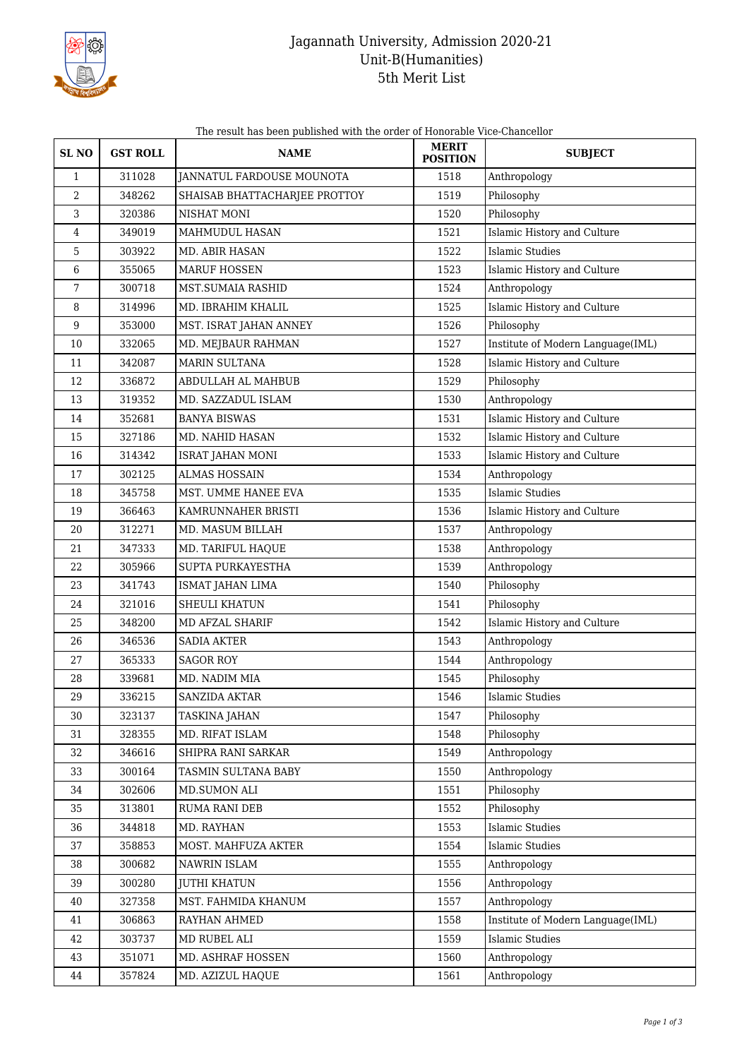# Jagannath University, Admission 2020-21
## Unit-B(Humanities)
## 5th Merit List

The result has been published with the order of Honorable Vice-Chancellor

| SL NO | GST ROLL | NAME | MERIT POSITION | SUBJECT |
|---|---|---|---|---|
| 1 | 311028 | JANNATUL FARDOUSE MOUNOTA | 1518 | Anthropology |
| 2 | 348262 | SHAISAB BHATTACHARJEE PROTTOY | 1519 | Philosophy |
| 3 | 320386 | NISHAT MONI | 1520 | Philosophy |
| 4 | 349019 | MAHMUDUL HASAN | 1521 | Islamic History and Culture |
| 5 | 303922 | MD. ABIR HASAN | 1522 | Islamic Studies |
| 6 | 355065 | MARUF HOSSEN | 1523 | Islamic History and Culture |
| 7 | 300718 | MST.SUMAIA RASHID | 1524 | Anthropology |
| 8 | 314996 | MD. IBRAHIM KHALIL | 1525 | Islamic History and Culture |
| 9 | 353000 | MST. ISRAT JAHAN ANNEY | 1526 | Philosophy |
| 10 | 332065 | MD. MEJBAUR RAHMAN | 1527 | Institute of Modern Language(IML) |
| 11 | 342087 | MARIN SULTANA | 1528 | Islamic History and Culture |
| 12 | 336872 | ABDULLAH AL MAHBUB | 1529 | Philosophy |
| 13 | 319352 | MD. SAZZADUL ISLAM | 1530 | Anthropology |
| 14 | 352681 | BANYA BISWAS | 1531 | Islamic History and Culture |
| 15 | 327186 | MD. NAHID HASAN | 1532 | Islamic History and Culture |
| 16 | 314342 | ISRAT JAHAN MONI | 1533 | Islamic History and Culture |
| 17 | 302125 | ALMAS HOSSAIN | 1534 | Anthropology |
| 18 | 345758 | MST. UMME HANEE EVA | 1535 | Islamic Studies |
| 19 | 366463 | KAMRUNNAHER BRISTI | 1536 | Islamic History and Culture |
| 20 | 312271 | MD. MASUM BILLAH | 1537 | Anthropology |
| 21 | 347333 | MD. TARIFUL HAQUE | 1538 | Anthropology |
| 22 | 305966 | SUPTA PURKAYESTHA | 1539 | Anthropology |
| 23 | 341743 | ISMAT JAHAN LIMA | 1540 | Philosophy |
| 24 | 321016 | SHEULI KHATUN | 1541 | Philosophy |
| 25 | 348200 | MD AFZAL SHARIF | 1542 | Islamic History and Culture |
| 26 | 346536 | SADIA AKTER | 1543 | Anthropology |
| 27 | 365333 | SAGOR ROY | 1544 | Anthropology |
| 28 | 339681 | MD. NADIM MIA | 1545 | Philosophy |
| 29 | 336215 | SANZIDA AKTAR | 1546 | Islamic Studies |
| 30 | 323137 | TASKINA JAHAN | 1547 | Philosophy |
| 31 | 328355 | MD. RIFAT ISLAM | 1548 | Philosophy |
| 32 | 346616 | SHIPRA RANI SARKAR | 1549 | Anthropology |
| 33 | 300164 | TASMIN SULTANA BABY | 1550 | Anthropology |
| 34 | 302606 | MD.SUMON ALI | 1551 | Philosophy |
| 35 | 313801 | RUMA RANI DEB | 1552 | Philosophy |
| 36 | 344818 | MD. RAYHAN | 1553 | Islamic Studies |
| 37 | 358853 | MOST. MAHFUZA AKTER | 1554 | Islamic Studies |
| 38 | 300682 | NAWRIN ISLAM | 1555 | Anthropology |
| 39 | 300280 | JUTHI KHATUN | 1556 | Anthropology |
| 40 | 327358 | MST. FAHMIDA KHANUM | 1557 | Anthropology |
| 41 | 306863 | RAYHAN AHMED | 1558 | Institute of Modern Language(IML) |
| 42 | 303737 | MD RUBEL ALI | 1559 | Islamic Studies |
| 43 | 351071 | MD. ASHRAF HOSSEN | 1560 | Anthropology |
| 44 | 357824 | MD. AZIZUL HAQUE | 1561 | Anthropology |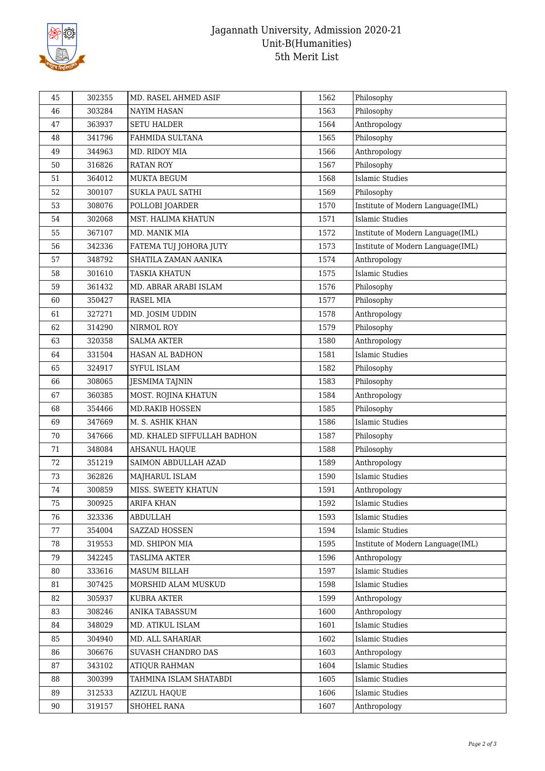| 45 | 302355 | MD. RASEL AHMED ASIF | 1562 | Philosophy |
|---|---|---|---|---|
| 46 | 303284 | NAYIM HASAN | 1563 | Philosophy |
| 47 | 363937 | SETU HALDER | 1564 | Anthropology |
| 48 | 341796 | FAHMIDA SULTANA | 1565 | Philosophy |
| 49 | 344963 | MD. RIDOY MIA | 1566 | Anthropology |
| 50 | 316826 | RATAN ROY | 1567 | Philosophy |
| 51 | 364012 | MUKTA BEGUM | 1568 | Islamic Studies |
| 52 | 300107 | SUKLA PAUL SATHI | 1569 | Philosophy |
| 53 | 308076 | POLLOBI JOARDER | 1570 | Institute of Modern Language(IML) |
| 54 | 302068 | MST. HALIMA KHATUN | 1571 | Islamic Studies |
| 55 | 367107 | MD. MANIK MIA | 1572 | Institute of Modern Language(IML) |
| 56 | 342336 | FATEMA TUJ JOHORA JUTY | 1573 | Institute of Modern Language(IML) |
| 57 | 348792 | SHATILA ZAMAN AANIKA | 1574 | Anthropology |
| 58 | 301610 | TASKIA KHATUN | 1575 | Islamic Studies |
| 59 | 361432 | MD. ABRAR ARABI ISLAM | 1576 | Philosophy |
| 60 | 350427 | RASEL MIA | 1577 | Philosophy |
| 61 | 327271 | MD. JOSIM UDDIN | 1578 | Anthropology |
| 62 | 314290 | NIRMOL ROY | 1579 | Philosophy |
| 63 | 320358 | SALMA AKTER | 1580 | Anthropology |
| 64 | 331504 | HASAN AL BADHON | 1581 | Islamic Studies |
| 65 | 324917 | SYFUL ISLAM | 1582 | Philosophy |
| 66 | 308065 | JESMIMA TAJNIN | 1583 | Philosophy |
| 67 | 360385 | MOST. ROJINA KHATUN | 1584 | Anthropology |
| 68 | 354466 | MD.RAKIB HOSSEN | 1585 | Philosophy |
| 69 | 347669 | M. S. ASHIK KHAN | 1586 | Islamic Studies |
| 70 | 347666 | MD. KHALED SIFFULLAH BADHON | 1587 | Philosophy |
| 71 | 348084 | AHSANUL HAQUE | 1588 | Philosophy |
| 72 | 351219 | SAIMON ABDULLAH AZAD | 1589 | Anthropology |
| 73 | 362826 | MAJHARUL ISLAM | 1590 | Islamic Studies |
| 74 | 300859 | MISS. SWEETY KHATUN | 1591 | Anthropology |
| 75 | 300925 | ARIFA KHAN | 1592 | Islamic Studies |
| 76 | 323336 | ABDULLAH | 1593 | Islamic Studies |
| 77 | 354004 | SAZZAD HOSSEN | 1594 | Islamic Studies |
| 78 | 319553 | MD. SHIPON MIA | 1595 | Institute of Modern Language(IML) |
| 79 | 342245 | TASLIMA AKTER | 1596 | Anthropology |
| 80 | 333616 | MASUM BILLAH | 1597 | Islamic Studies |
| 81 | 307425 | MORSHID ALAM MUSKUD | 1598 | Islamic Studies |
| 82 | 305937 | KUBRA AKTER | 1599 | Anthropology |
| 83 | 308246 | ANIKA TABASSUM | 1600 | Anthropology |
| 84 | 348029 | MD. ATIKUL ISLAM | 1601 | Islamic Studies |
| 85 | 304940 | MD. ALL SAHARIAR | 1602 | Islamic Studies |
| 86 | 306676 | SUVASH CHANDRO DAS | 1603 | Anthropology |
| 87 | 343102 | ATIQUR RAHMAN | 1604 | Islamic Studies |
| 88 | 300399 | TAHMINA ISLAM SHATABDI | 1605 | Islamic Studies |
| 89 | 312533 | AZIZUL HAQUE | 1606 | Islamic Studies |
| 90 | 319157 | SHOHEL RANA | 1607 | Anthropology |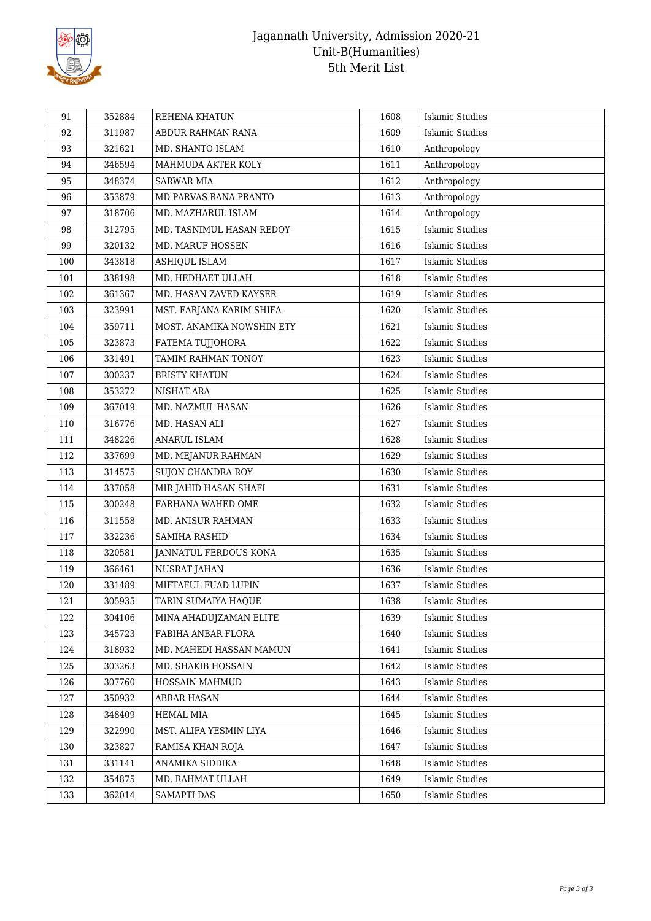| | | | | |
|---|---|---|---|---|
| 91 | 352884 | REHENA KHATUN | 1608 | Islamic Studies |
| 92 | 311987 | ABDUR RAHMAN RANA | 1609 | Islamic Studies |
| 93 | 321621 | MD. SHANTO ISLAM | 1610 | Anthropology |
| 94 | 346594 | MAHMUDA AKTER KOLY | 1611 | Anthropology |
| 95 | 348374 | SARWAR MIA | 1612 | Anthropology |
| 96 | 353879 | MD PARVAS RANA PRANTO | 1613 | Anthropology |
| 97 | 318706 | MD. MAZHARUL ISLAM | 1614 | Anthropology |
| 98 | 312795 | MD. TASNIMUL HASAN REDOY | 1615 | Islamic Studies |
| 99 | 320132 | MD. MARUF HOSSEN | 1616 | Islamic Studies |
| 100 | 343818 | ASHIQUL ISLAM | 1617 | Islamic Studies |
| 101 | 338198 | MD. HEDHAET ULLAH | 1618 | Islamic Studies |
| 102 | 361367 | MD. HASAN ZAVED KAYSER | 1619 | Islamic Studies |
| 103 | 323991 | MST. FARJANA KARIM SHIFA | 1620 | Islamic Studies |
| 104 | 359711 | MOST. ANAMIKA NOWSHIN ETY | 1621 | Islamic Studies |
| 105 | 323873 | FATEMA TUJJOHORA | 1622 | Islamic Studies |
| 106 | 331491 | TAMIM RAHMAN TONOY | 1623 | Islamic Studies |
| 107 | 300237 | BRISTY KHATUN | 1624 | Islamic Studies |
| 108 | 353272 | NISHAT ARA | 1625 | Islamic Studies |
| 109 | 367019 | MD. NAZMUL HASAN | 1626 | Islamic Studies |
| 110 | 316776 | MD. HASAN ALI | 1627 | Islamic Studies |
| 111 | 348226 | ANARUL ISLAM | 1628 | Islamic Studies |
| 112 | 337699 | MD. MEJANUR RAHMAN | 1629 | Islamic Studies |
| 113 | 314575 | SUJON CHANDRA ROY | 1630 | Islamic Studies |
| 114 | 337058 | MIR JAHID HASAN SHAFI | 1631 | Islamic Studies |
| 115 | 300248 | FARHANA WAHED OME | 1632 | Islamic Studies |
| 116 | 311558 | MD. ANISUR RAHMAN | 1633 | Islamic Studies |
| 117 | 332236 | SAMIHA RASHID | 1634 | Islamic Studies |
| 118 | 320581 | JANNATUL FERDOUS KONA | 1635 | Islamic Studies |
| 119 | 366461 | NUSRAT JAHAN | 1636 | Islamic Studies |
| 120 | 331489 | MIFTAFUL FUAD LUPIN | 1637 | Islamic Studies |
| 121 | 305935 | TARIN SUMAIYA HAQUE | 1638 | Islamic Studies |
| 122 | 304106 | MINA AHADUJZAMAN ELITE | 1639 | Islamic Studies |
| 123 | 345723 | FABIHA ANBAR FLORA | 1640 | Islamic Studies |
| 124 | 318932 | MD. MAHEDI HASSAN MAMUN | 1641 | Islamic Studies |
| 125 | 303263 | MD. SHAKIB HOSSAIN | 1642 | Islamic Studies |
| 126 | 307760 | HOSSAIN MAHMUD | 1643 | Islamic Studies |
| 127 | 350932 | ABRAR HASAN | 1644 | Islamic Studies |
| 128 | 348409 | HEMAL MIA | 1645 | Islamic Studies |
| 129 | 322990 | MST. ALIFA YESMIN LIYA | 1646 | Islamic Studies |
| 130 | 323827 | RAMISA KHAN ROJA | 1647 | Islamic Studies |
| 131 | 331141 | ANAMIKA SIDDIKA | 1648 | Islamic Studies |
| 132 | 354875 | MD. RAHMAT ULLAH | 1649 | Islamic Studies |
| 133 | 362014 | SAMAPTI DAS | 1650 | Islamic Studies |